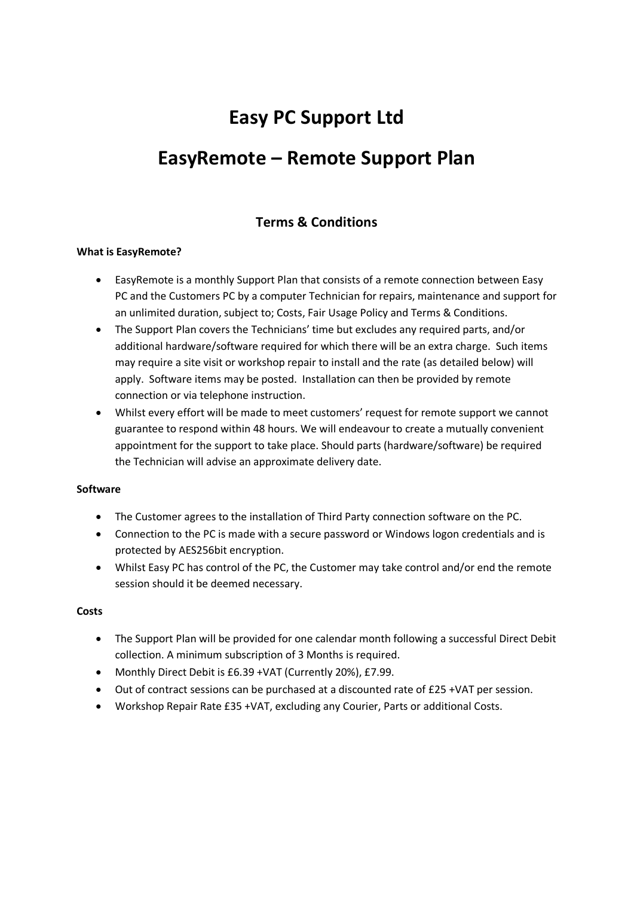# Easy PC Support Ltd

# EasyRemote – Remote Support Plan

## Terms & Conditions

**What is EasyRemote?**

- EasyRemote is a monthly Support Plan that consists of a remote connection between Easy PC and the Customers PC by a computer Technician for repairs, maintenance and support for an unlimited duration, subject to; Costs, Fair Usage Policy and Terms & Conditions.
- The Support Plan covers the Technicians' time but excludes any required parts, and/or additional hardware/software required for which there will be an extra charge. Such items may require a site visit or workshop repair to install and the rate (as detailed below) will apply. Software items may be posted. Installation can then be provided by remote connection or via telephone instruction.
- Whilst every effort will be made to meet customers' request for remote support we cannot guarantee to respond within 48 hours. We will endeavour to create a mutually convenient appointment for the support to take place. Should parts (hardware/software) be required the Technician will advise an approximate delivery date.

**Software**

- The Customer agrees to the installation of Third Party connection software on the PC.
- Connection to the PC is made with a secure password or Windows logon credentials and is protected by AES256bit encryption.
- Whilst Easy PC has control of the PC, the Customer may take control and/or end the remote session should it be deemed necessary.

**Costs**

- The Support Plan will be provided for one calendar month following a successful Direct Debit collection. A minimum subscription of 3 Months is required.
- Monthly Direct Debit is £6.39 +VAT (Currently 20%), £7.99.
- Out of contract sessions can be purchased at a discounted rate of £25 +VAT per session.
- Workshop Repair Rate £35 +VAT, excluding any Courier, Parts or additional Costs.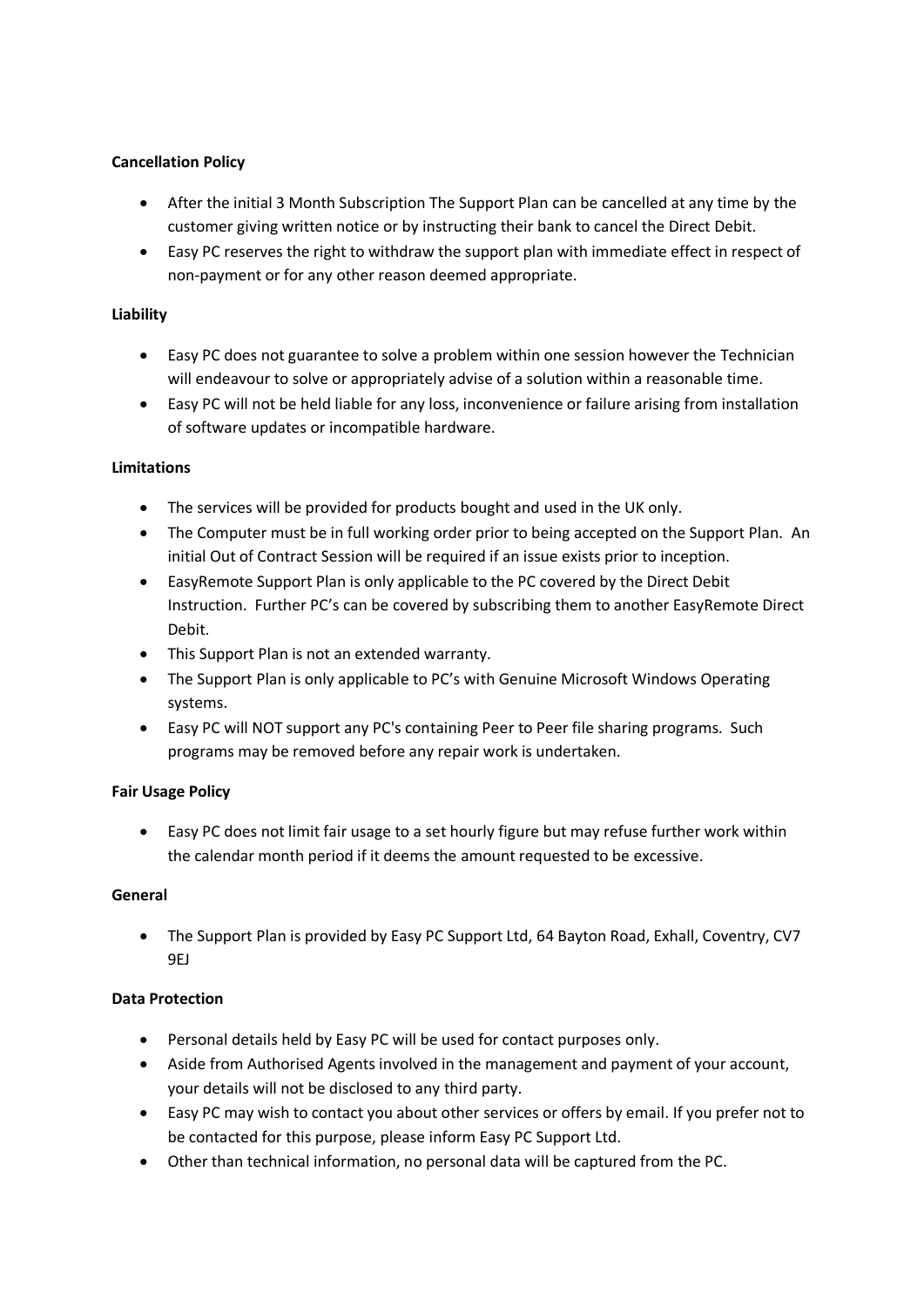**Cancellation Policy**

- After the initial 3 Month Subscription The Support Plan can be cancelled at any time by the customer giving written notice or by instructing their bank to cancel the Direct Debit.
- Easy PC reserves the right to withdraw the support plan with immediate effect in respect of non-payment or for any other reason deemed appropriate.

**Liability**

- Easy PC does not guarantee to solve a problem within one session however the Technician will endeavour to solve or appropriately advise of a solution within a reasonable time.
- Easy PC will not be held liable for any loss, inconvenience or failure arising from installation of software updates or incompatible hardware.

**Limitations**

- The services will be provided for products bought and used in the UK only.
- The Computer must be in full working order prior to being accepted on the Support Plan. An initial Out of Contract Session will be required if an issue exists prior to inception.
- EasyRemote Support Plan is only applicable to the PC covered by the Direct Debit Instruction. Further PC's can be covered by subscribing them to another EasyRemote Direct Debit.
- This Support Plan is not an extended warranty.
- The Support Plan is only applicable to PC's with Genuine Microsoft Windows Operating systems.
- Easy PC will NOT support any PC's containing Peer to Peer file sharing programs. Such programs may be removed before any repair work is undertaken.

**Fair Usage Policy**

- Easy PC does not limit fair usage to a set hourly figure but may refuse further work within the calendar month period if it deems the amount requested to be excessive.

**General**

- The Support Plan is provided by Easy PC Support Ltd, 64 Bayton Road, Exhall, Coventry, CV7 9EJ

**Data Protection**

- Personal details held by Easy PC will be used for contact purposes only.
- Aside from Authorised Agents involved in the management and payment of your account, your details will not be disclosed to any third party.
- Easy PC may wish to contact you about other services or offers by email. If you prefer not to be contacted for this purpose, please inform Easy PC Support Ltd.
- Other than technical information, no personal data will be captured from the PC.